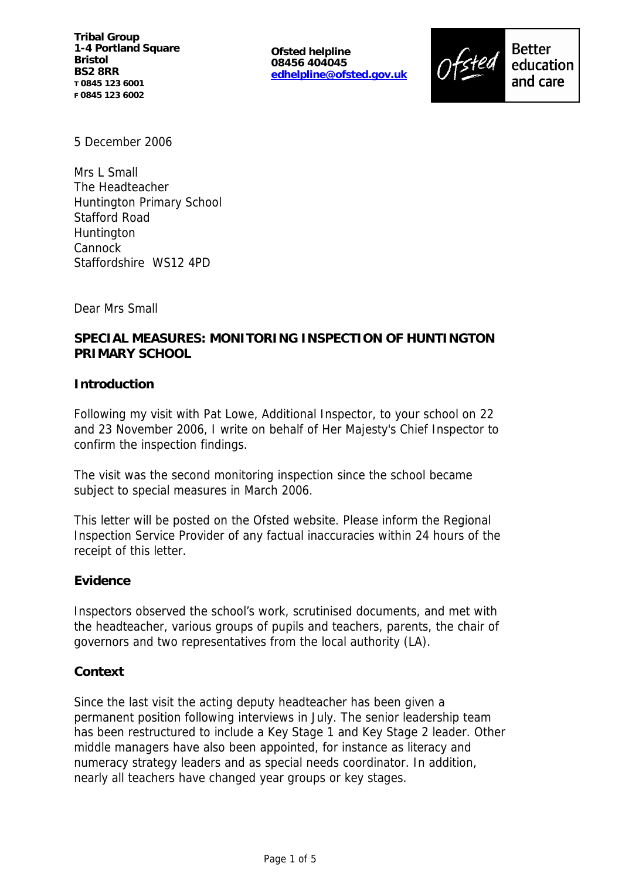**Tribal Group**
**1-4 Portland Square**
**Bristol**
**BS2 8RR**
**T 0845 123 6001**
**F 0845 123 6002**

**Ofsted helpline**
**08456 404045**
**edhelpline@ofsted.gov.uk**

Ofsted Better education and care

5 December 2006

Mrs L Small
The Headteacher
Huntington Primary School
Stafford Road
Huntington
Cannock
Staffordshire WS12 4PD

Dear Mrs Small

**SPECIAL MEASURES: MONITORING INSPECTION OF HUNTINGTON PRIMARY SCHOOL**

## Introduction

Following my visit with Pat Lowe, Additional Inspector, to your school on 22 and 23 November 2006, I write on behalf of Her Majesty's Chief Inspector to confirm the inspection findings.

The visit was the second monitoring inspection since the school became subject to special measures in March 2006.

This letter will be posted on the Ofsted website. Please inform the Regional Inspection Service Provider of any factual inaccuracies within 24 hours of the receipt of this letter.

## Evidence

Inspectors observed the school's work, scrutinised documents, and met with the headteacher, various groups of pupils and teachers, parents, the chair of governors and two representatives from the local authority (LA).

## Context

Since the last visit the acting deputy headteacher has been given a permanent position following interviews in July. The senior leadership team has been restructured to include a Key Stage 1 and Key Stage 2 leader. Other middle managers have also been appointed, for instance as literacy and numeracy strategy leaders and as special needs coordinator. In addition, nearly all teachers have changed year groups or key stages.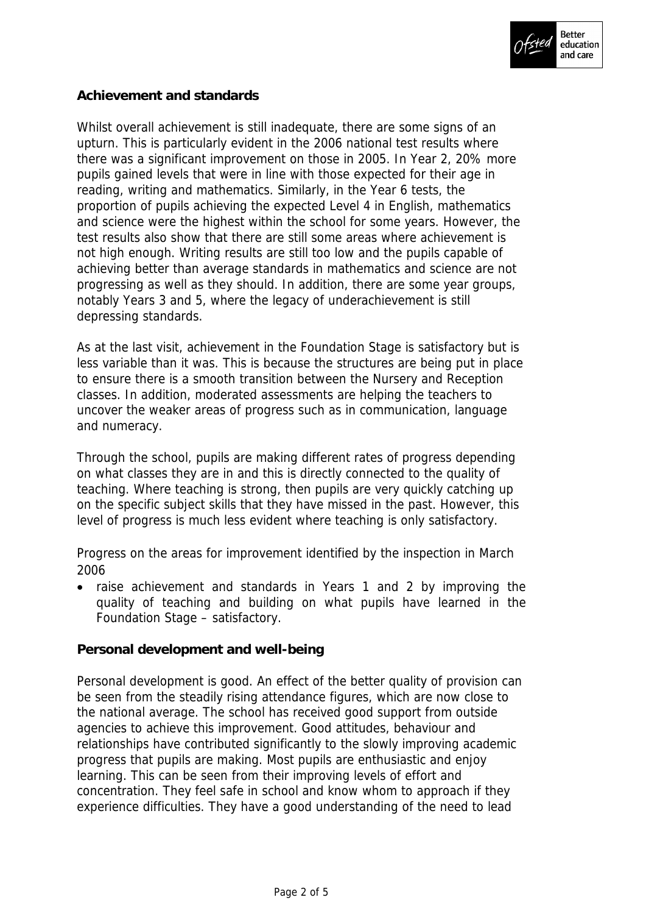**Achievement and standards**

Whilst overall achievement is still inadequate, there are some signs of an upturn. This is particularly evident in the 2006 national test results where there was a significant improvement on those in 2005. In Year 2, 20% more pupils gained levels that were in line with those expected for their age in reading, writing and mathematics. Similarly, in the Year 6 tests, the proportion of pupils achieving the expected Level 4 in English, mathematics and science were the highest within the school for some years. However, the test results also show that there are still some areas where achievement is not high enough. Writing results are still too low and the pupils capable of achieving better than average standards in mathematics and science are not progressing as well as they should. In addition, there are some year groups, notably Years 3 and 5, where the legacy of underachievement is still depressing standards.

As at the last visit, achievement in the Foundation Stage is satisfactory but is less variable than it was. This is because the structures are being put in place to ensure there is a smooth transition between the Nursery and Reception classes. In addition, moderated assessments are helping the teachers to uncover the weaker areas of progress such as in communication, language and numeracy.

Through the school, pupils are making different rates of progress depending on what classes they are in and this is directly connected to the quality of teaching. Where teaching is strong, then pupils are very quickly catching up on the specific subject skills that they have missed in the past. However, this level of progress is much less evident where teaching is only satisfactory.

Progress on the areas for improvement identified by the inspection in March 2006

- raise achievement and standards in Years 1 and 2 by improving the quality of teaching and building on what pupils have learned in the Foundation Stage – satisfactory.

**Personal development and well-being**

Personal development is good. An effect of the better quality of provision can be seen from the steadily rising attendance figures, which are now close to the national average. The school has received good support from outside agencies to achieve this improvement. Good attitudes, behaviour and relationships have contributed significantly to the slowly improving academic progress that pupils are making. Most pupils are enthusiastic and enjoy learning. This can be seen from their improving levels of effort and concentration. They feel safe in school and know whom to approach if they experience difficulties. They have a good understanding of the need to lead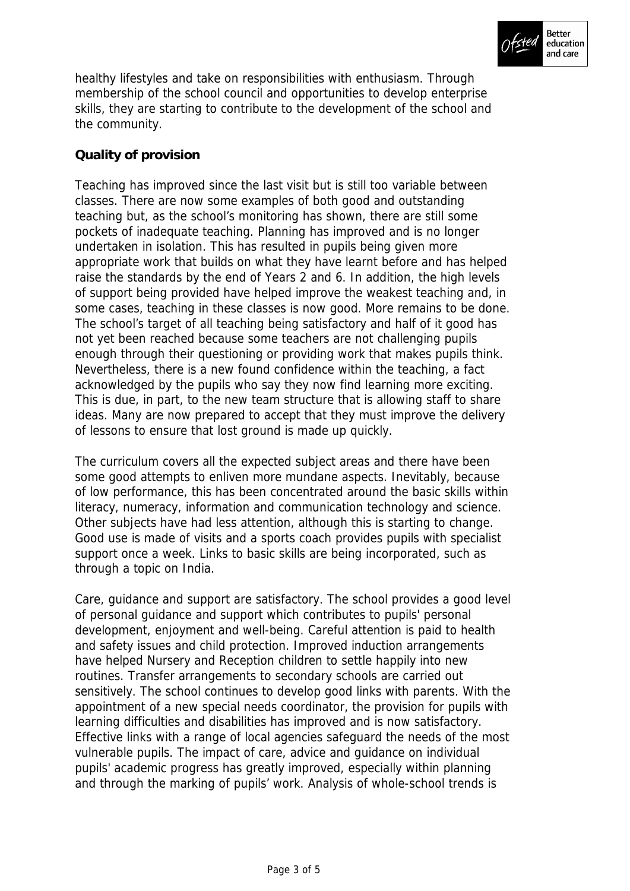healthy lifestyles and take on responsibilities with enthusiasm. Through membership of the school council and opportunities to develop enterprise skills, they are starting to contribute to the development of the school and the community.

**Quality of provision**

Teaching has improved since the last visit but is still too variable between classes. There are now some examples of both good and outstanding teaching but, as the school's monitoring has shown, there are still some pockets of inadequate teaching. Planning has improved and is no longer undertaken in isolation. This has resulted in pupils being given more appropriate work that builds on what they have learnt before and has helped raise the standards by the end of Years 2 and 6. In addition, the high levels of support being provided have helped improve the weakest teaching and, in some cases, teaching in these classes is now good. More remains to be done. The school's target of all teaching being satisfactory and half of it good has not yet been reached because some teachers are not challenging pupils enough through their questioning or providing work that makes pupils think. Nevertheless, there is a new found confidence within the teaching, a fact acknowledged by the pupils who say they now find learning more exciting. This is due, in part, to the new team structure that is allowing staff to share ideas. Many are now prepared to accept that they must improve the delivery of lessons to ensure that lost ground is made up quickly.

The curriculum covers all the expected subject areas and there have been some good attempts to enliven more mundane aspects. Inevitably, because of low performance, this has been concentrated around the basic skills within literacy, numeracy, information and communication technology and science. Other subjects have had less attention, although this is starting to change. Good use is made of visits and a sports coach provides pupils with specialist support once a week. Links to basic skills are being incorporated, such as through a topic on India.

Care, guidance and support are satisfactory. The school provides a good level of personal guidance and support which contributes to pupils' personal development, enjoyment and well-being. Careful attention is paid to health and safety issues and child protection. Improved induction arrangements have helped Nursery and Reception children to settle happily into new routines. Transfer arrangements to secondary schools are carried out sensitively. The school continues to develop good links with parents. With the appointment of a new special needs coordinator, the provision for pupils with learning difficulties and disabilities has improved and is now satisfactory. Effective links with a range of local agencies safeguard the needs of the most vulnerable pupils. The impact of care, advice and guidance on individual pupils' academic progress has greatly improved, especially within planning and through the marking of pupils' work. Analysis of whole-school trends is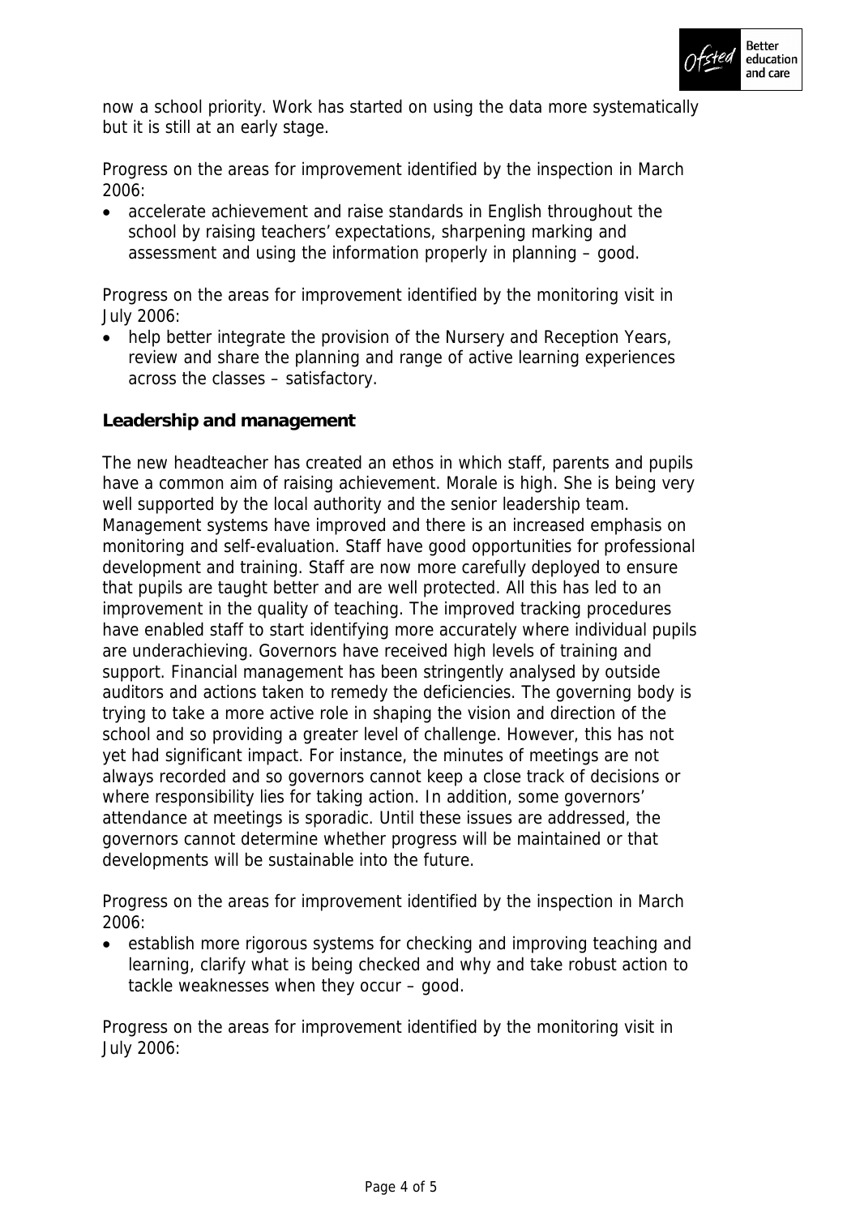now a school priority. Work has started on using the data more systematically but it is still at an early stage.

Progress on the areas for improvement identified by the inspection in March 2006:

- accelerate achievement and raise standards in English throughout the school by raising teachers' expectations, sharpening marking and assessment and using the information properly in planning – good.

Progress on the areas for improvement identified by the monitoring visit in July 2006:

- help better integrate the provision of the Nursery and Reception Years, review and share the planning and range of active learning experiences across the classes – satisfactory.

**Leadership and management**

The new headteacher has created an ethos in which staff, parents and pupils have a common aim of raising achievement. Morale is high. She is being very well supported by the local authority and the senior leadership team. Management systems have improved and there is an increased emphasis on monitoring and self-evaluation. Staff have good opportunities for professional development and training. Staff are now more carefully deployed to ensure that pupils are taught better and are well protected. All this has led to an improvement in the quality of teaching. The improved tracking procedures have enabled staff to start identifying more accurately where individual pupils are underachieving. Governors have received high levels of training and support. Financial management has been stringently analysed by outside auditors and actions taken to remedy the deficiencies. The governing body is trying to take a more active role in shaping the vision and direction of the school and so providing a greater level of challenge. However, this has not yet had significant impact. For instance, the minutes of meetings are not always recorded and so governors cannot keep a close track of decisions or where responsibility lies for taking action. In addition, some governors' attendance at meetings is sporadic. Until these issues are addressed, the governors cannot determine whether progress will be maintained or that developments will be sustainable into the future.

Progress on the areas for improvement identified by the inspection in March 2006:

- establish more rigorous systems for checking and improving teaching and learning, clarify what is being checked and why and take robust action to tackle weaknesses when they occur – good.

Progress on the areas for improvement identified by the monitoring visit in July 2006: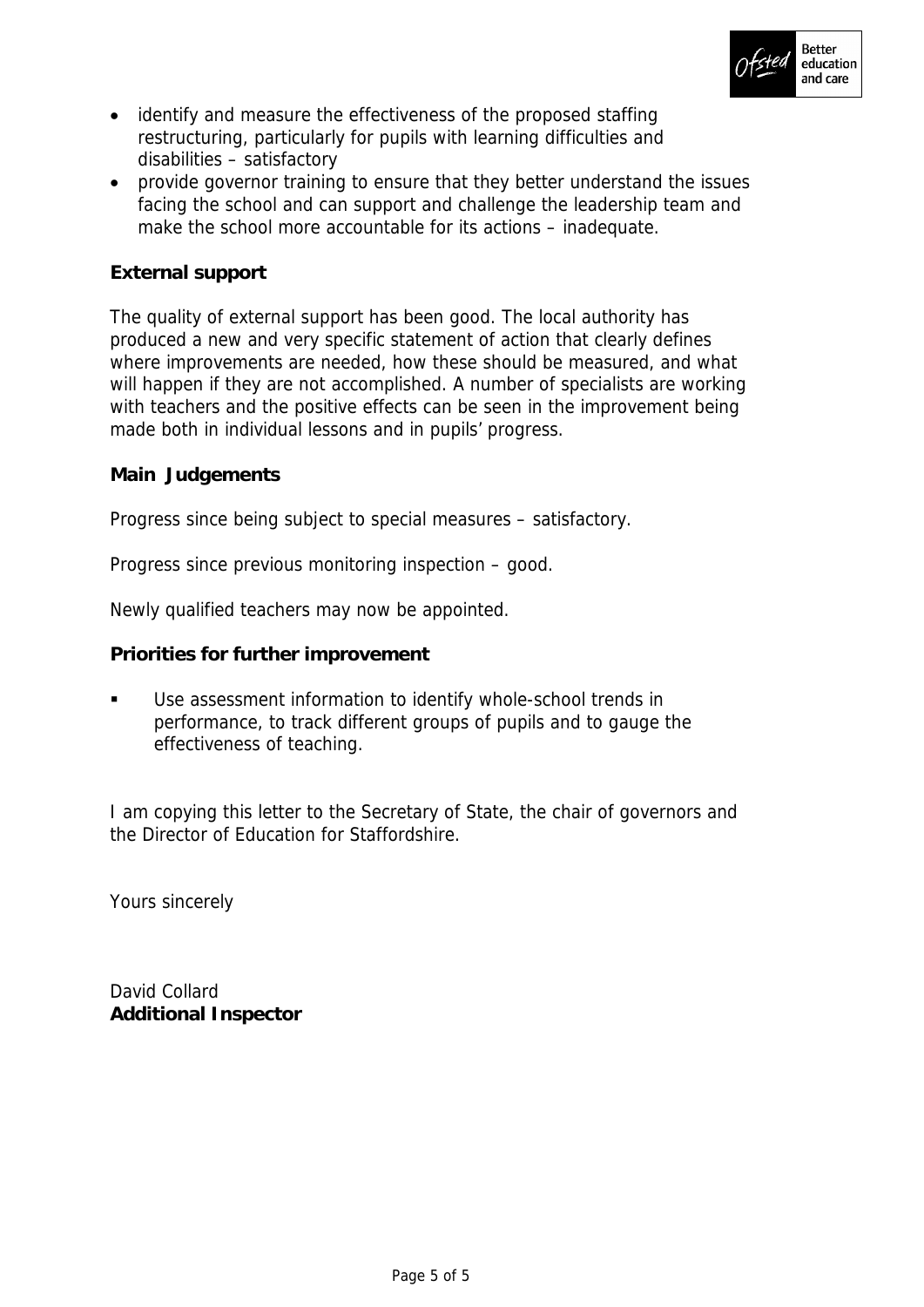- identify and measure the effectiveness of the proposed staffing restructuring, particularly for pupils with learning difficulties and disabilities – satisfactory
- provide governor training to ensure that they better understand the issues facing the school and can support and challenge the leadership team and make the school more accountable for its actions – inadequate.

**External support**

The quality of external support has been good. The local authority has produced a new and very specific statement of action that clearly defines where improvements are needed, how these should be measured, and what will happen if they are not accomplished. A number of specialists are working with teachers and the positive effects can be seen in the improvement being made both in individual lessons and in pupils' progress.

**Main Judgements**

Progress since being subject to special measures – satisfactory.

Progress since previous monitoring inspection – good.

Newly qualified teachers may now be appointed.

**Priorities for further improvement**

- Use assessment information to identify whole-school trends in performance, to track different groups of pupils and to gauge the effectiveness of teaching.

I am copying this letter to the Secretary of State, the chair of governors and the Director of Education for Staffordshire.

Yours sincerely

David Collard
**Additional Inspector**